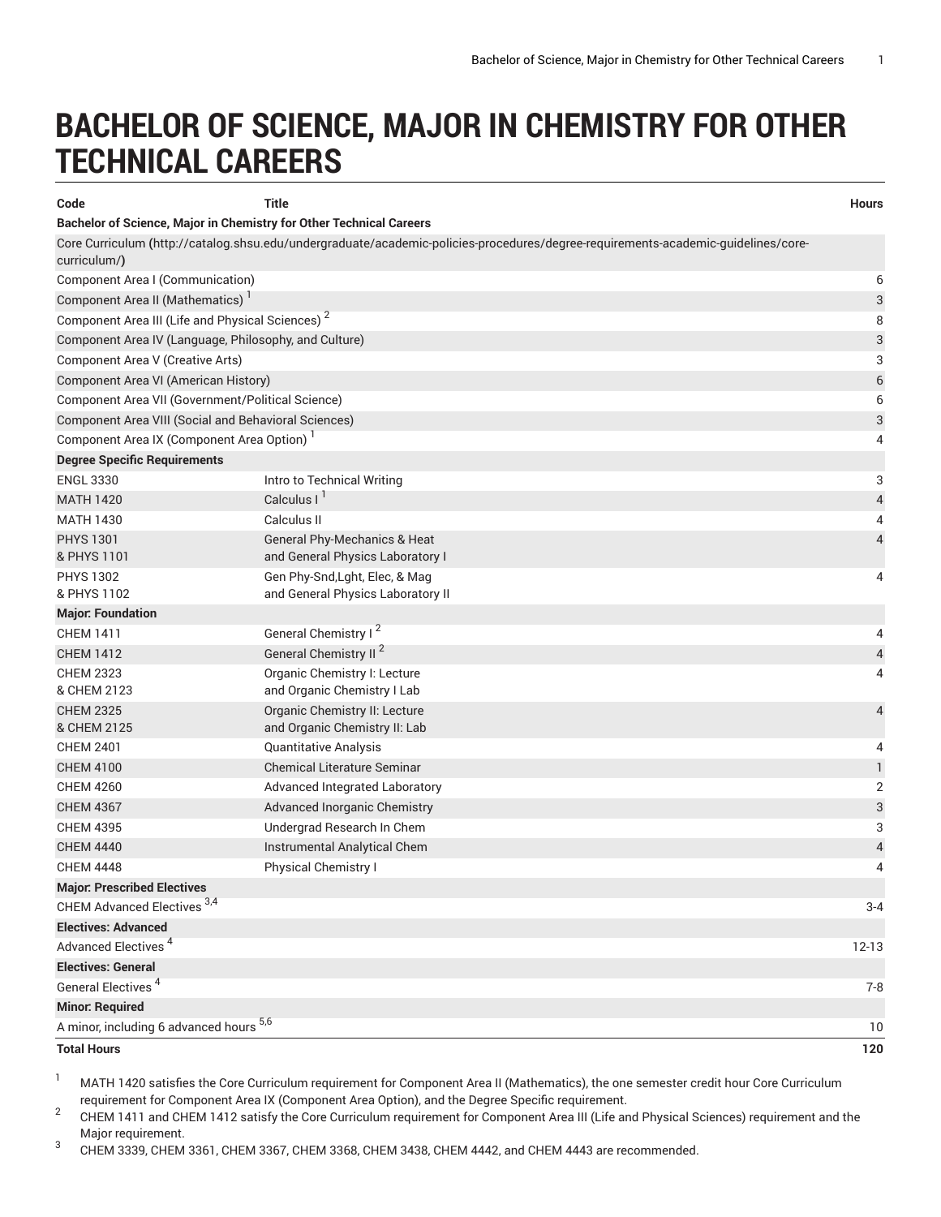# BACHELOR OF SCIENCE, MAJOR IN CHEMISTRY FOR OTHER TECHNICAL CAREERS

| Code | Title | Hours |
|---|---|---|
| **Bachelor of Science, Major in Chemistry for Other Technical Careers** | | |
| Core Curriculum (http://catalog.shsu.edu/undergraduate/academic-policies-procedures/degree-requirements-academic-guidelines/core-curriculum/) | | |
| Component Area I (Communication) | | 6 |
| Component Area II (Mathematics) [1] | | 3 |
| Component Area III (Life and Physical Sciences) [2] | | 8 |
| Component Area IV (Language, Philosophy, and Culture) | | 3 |
| Component Area V (Creative Arts) | | 3 |
| Component Area VI (American History) | | 6 |
| Component Area VII (Government/Political Science) | | 6 |
| Component Area VIII (Social and Behavioral Sciences) | | 3 |
| Component Area IX (Component Area Option) [1] | | 4 |
| **Degree Specific Requirements** | | |
| ENGL 3330 | Intro to Technical Writing | 3 |
| MATH 1420 | Calculus I [1] | 4 |
| MATH 1430 | Calculus II | 4 |
| PHYS 1301 & PHYS 1101 | General Phy-Mechanics & Heat and General Physics Laboratory I | 4 |
| PHYS 1302 & PHYS 1102 | Gen Phy-Snd,Lght, Elec, & Mag and General Physics Laboratory II | 4 |
| **Major: Foundation** | | |
| CHEM 1411 | General Chemistry I [2] | 4 |
| CHEM 1412 | General Chemistry II [2] | 4 |
| CHEM 2323 & CHEM 2123 | Organic Chemistry I: Lecture and Organic Chemistry I Lab | 4 |
| CHEM 2325 & CHEM 2125 | Organic Chemistry II: Lecture and Organic Chemistry II: Lab | 4 |
| CHEM 2401 | Quantitative Analysis | 4 |
| CHEM 4100 | Chemical Literature Seminar | 1 |
| CHEM 4260 | Advanced Integrated Laboratory | 2 |
| CHEM 4367 | Advanced Inorganic Chemistry | 3 |
| CHEM 4395 | Undergrad Research In Chem | 3 |
| CHEM 4440 | Instrumental Analytical Chem | 4 |
| CHEM 4448 | Physical Chemistry I | 4 |
| **Major: Prescribed Electives** | | |
| CHEM Advanced Electives [3,4] | | 3-4 |
| **Electives: Advanced** | | |
| Advanced Electives [4] | | 12-13 |
| **Electives: General** | | |
| General Electives [4] | | 7-8 |
| **Minor: Required** | | |
| A minor, including 6 advanced hours [5,6] | | 10 |
| **Total Hours** | | **120** |

1. MATH 1420 satisfies the Core Curriculum requirement for Component Area II (Mathematics), the one semester credit hour Core Curriculum requirement for Component Area IX (Component Area Option), and the Degree Specific requirement.
2. CHEM 1411 and CHEM 1412 satisfy the Core Curriculum requirement for Component Area III (Life and Physical Sciences) requirement and the Major requirement.
3. CHEM 3339, CHEM 3361, CHEM 3367, CHEM 3368, CHEM 3438, CHEM 4442, and CHEM 4443 are recommended.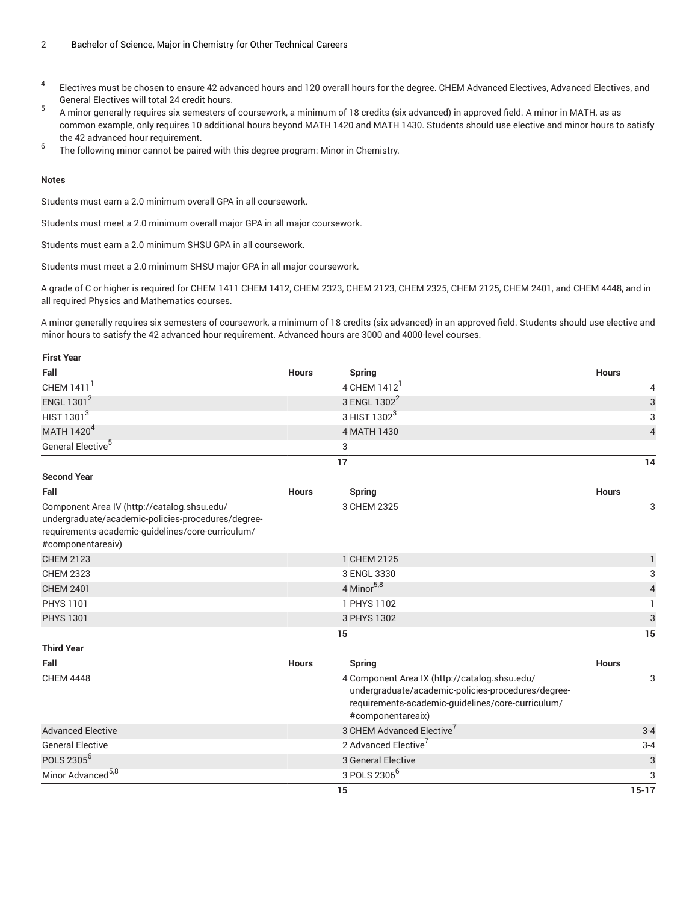4 Electives must be chosen to ensure 42 advanced hours and 120 overall hours for the degree. CHEM Advanced Electives, Advanced Electives, and General Electives will total 24 credit hours.

5 A minor generally requires six semesters of coursework, a minimum of 18 credits (six advanced) in approved field. A minor in MATH, as as common example, only requires 10 additional hours beyond MATH 1420 and MATH 1430. Students should use elective and minor hours to satisfy the 42 advanced hour requirement.

6 The following minor cannot be paired with this degree program: Minor in Chemistry.

**Notes**

Students must earn a 2.0 minimum overall GPA in all coursework.

Students must meet a 2.0 minimum overall major GPA in all major coursework.

Students must earn a 2.0 minimum SHSU GPA in all coursework.

Students must meet a 2.0 minimum SHSU major GPA in all major coursework.

A grade of C or higher is required for CHEM 1411 CHEM 1412, CHEM 2323, CHEM 2123, CHEM 2325, CHEM 2125, CHEM 2401, and CHEM 4448, and in all required Physics and Mathematics courses.

A minor generally requires six semesters of coursework, a minimum of 18 credits (six advanced) in an approved field. Students should use elective and minor hours to satisfy the 42 advanced hour requirement. Advanced hours are 3000 and 4000-level courses.

| **First Year** | | | |
|---|---|---|---|
| **Fall** | **Hours** | **Spring** | **Hours** |
| CHEM 1411[1] | 4 | CHEM 1412[1] | 4 |
| ENGL 1301[2] | 3 | ENGL 1302[2] | 3 |
| HIST 1301[3] | 3 | HIST 1302[3] | 3 |
| MATH 1420[4] | 4 | MATH 1430 | 4 |
| General Elective[5] | 3 | | |
| | **17** | | **14** |
| **Second Year** | | | |
| **Fall** | **Hours** | **Spring** | **Hours** |
| Component Area IV (http://catalog.shsu.edu/undergraduate/academic-policies-procedures/degree-requirements-academic-guidelines/core-curriculum/#componentareaiv) | 3 | CHEM 2325 | 3 |
| CHEM 2123 | 1 | CHEM 2125 | 1 |
| CHEM 2323 | 3 | ENGL 3330 | 3 |
| CHEM 2401 | 4 | Minor[5,8] | 4 |
| PHYS 1101 | 1 | PHYS 1102 | 1 |
| PHYS 1301 | 3 | PHYS 1302 | 3 |
| | **15** | | **15** |
| **Third Year** | | | |
| **Fall** | **Hours** | **Spring** | **Hours** |
| CHEM 4448 | 4 | Component Area IX (http://catalog.shsu.edu/undergraduate/academic-policies-procedures/degree-requirements-academic-guidelines/core-curriculum/#componentareaix) | 3 |
| Advanced Elective | 3 | CHEM Advanced Elective[7] | 3-4 |
| General Elective | 2 | Advanced Elective[7] | 3-4 |
| POLS 2305[6] | 3 | General Elective | 3 |
| Minor Advanced[5,8] | 3 | POLS 2306[6] | 3 |
| | **15** | | **15-17** |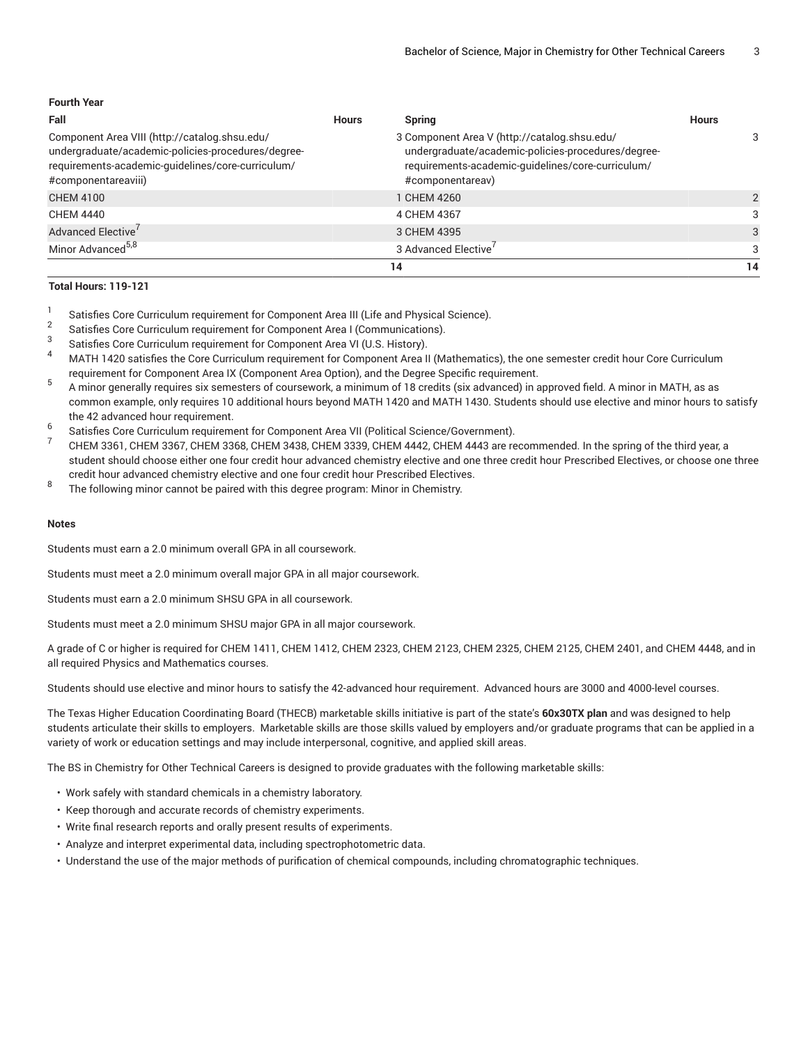**Fourth Year**

| Fall | Hours | Spring | Hours |
|---|---|---|---|
| Component Area VIII (http://catalog.shsu.edu/undergraduate/academic-policies-procedures/degree-requirements-academic-guidelines/core-curriculum/#componentareaviii) | 3 | Component Area V (http://catalog.shsu.edu/undergraduate/academic-policies-procedures/degree-requirements-academic-guidelines/core-curriculum/#componentareav) | 3 |
| CHEM 4100 | 1 | CHEM 4260 | 2 |
| CHEM 4440 | 4 | CHEM 4367 | 3 |
| Advanced Elective[7] | 3 | CHEM 4395 | 3 |
| Minor Advanced[5,8] | 3 | Advanced Elective[7] | 3 |
| | 14 | | 14 |

**Total Hours: 119-121**

1. Satisfies Core Curriculum requirement for Component Area III (Life and Physical Science).
2. Satisfies Core Curriculum requirement for Component Area I (Communications).
3. Satisfies Core Curriculum requirement for Component Area VI (U.S. History).
4. MATH 1420 satisfies the Core Curriculum requirement for Component Area II (Mathematics), the one semester credit hour Core Curriculum requirement for Component Area IX (Component Area Option), and the Degree Specific requirement.
5. A minor generally requires six semesters of coursework, a minimum of 18 credits (six advanced) in approved field. A minor in MATH, as as common example, only requires 10 additional hours beyond MATH 1420 and MATH 1430. Students should use elective and minor hours to satisfy the 42 advanced hour requirement.
6. Satisfies Core Curriculum requirement for Component Area VII (Political Science/Government).
7. CHEM 3361, CHEM 3367, CHEM 3368, CHEM 3438, CHEM 3339, CHEM 4442, CHEM 4443 are recommended. In the spring of the third year, a student should choose either one four credit hour advanced chemistry elective and one three credit hour Prescribed Electives, or choose one three credit hour advanced chemistry elective and one four credit hour Prescribed Electives.
8. The following minor cannot be paired with this degree program: Minor in Chemistry.

**Notes**

Students must earn a 2.0 minimum overall GPA in all coursework.

Students must meet a 2.0 minimum overall major GPA in all major coursework.

Students must earn a 2.0 minimum SHSU GPA in all coursework.

Students must meet a 2.0 minimum SHSU major GPA in all major coursework.

A grade of C or higher is required for CHEM 1411, CHEM 1412, CHEM 2323, CHEM 2123, CHEM 2325, CHEM 2125, CHEM 2401, and CHEM 4448, and in all required Physics and Mathematics courses.

Students should use elective and minor hours to satisfy the 42-advanced hour requirement. Advanced hours are 3000 and 4000-level courses.

The Texas Higher Education Coordinating Board (THECB) marketable skills initiative is part of the state's **60x30TX plan** and was designed to help students articulate their skills to employers. Marketable skills are those skills valued by employers and/or graduate programs that can be applied in a variety of work or education settings and may include interpersonal, cognitive, and applied skill areas.

The BS in Chemistry for Other Technical Careers is designed to provide graduates with the following marketable skills:

- Work safely with standard chemicals in a chemistry laboratory.
- Keep thorough and accurate records of chemistry experiments.
- Write final research reports and orally present results of experiments.
- Analyze and interpret experimental data, including spectrophotometric data.
- Understand the use of the major methods of purification of chemical compounds, including chromatographic techniques.